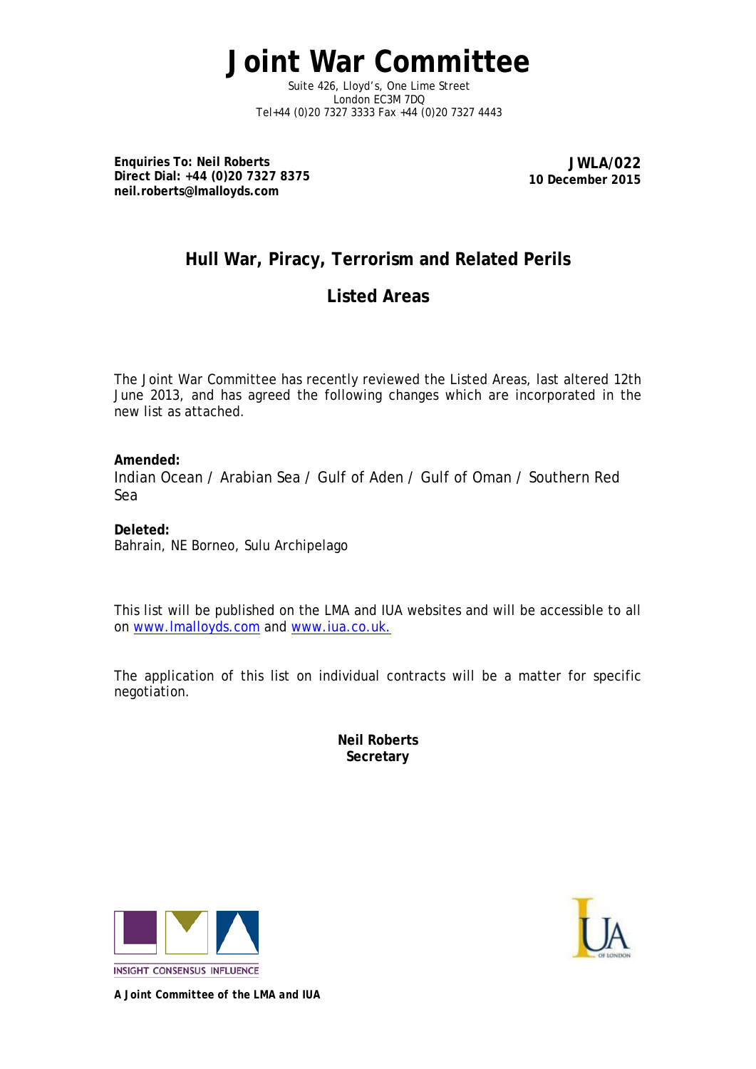# Joint War Committee

Suite 426, Lloyd's, One Lime Street
London EC3M 7DQ
Tel+44 (0)20 7327 3333 Fax +44 (0)20 7327 4443

**Enquiries To: Neil Roberts**
**Direct Dial: +44 (0)20 7327 8375**
**neil.roberts@lmalloyds.com**

**JWLA/022**
**10 December 2015**

## Hull War, Piracy, Terrorism and Related Perils

## Listed Areas

The Joint War Committee has recently reviewed the Listed Areas, last altered 12th June 2013, and has agreed the following changes which are incorporated in the new list as attached.

**Amended:**
Indian Ocean / Arabian Sea / Gulf of Aden / Gulf of Oman / Southern Red Sea

**Deleted:**
Bahrain, NE Borneo, Sulu Archipelago

This list will be published on the LMA and IUA websites and will be accessible to all on www.lmalloyds.com and www.iua.co.uk.

The application of this list on individual contracts will be a matter for specific negotiation.

**Neil Roberts**
**Secretary**

INSIGHT CONSENSUS INFLUENCE

***A Joint Committee of the LMA and IUA***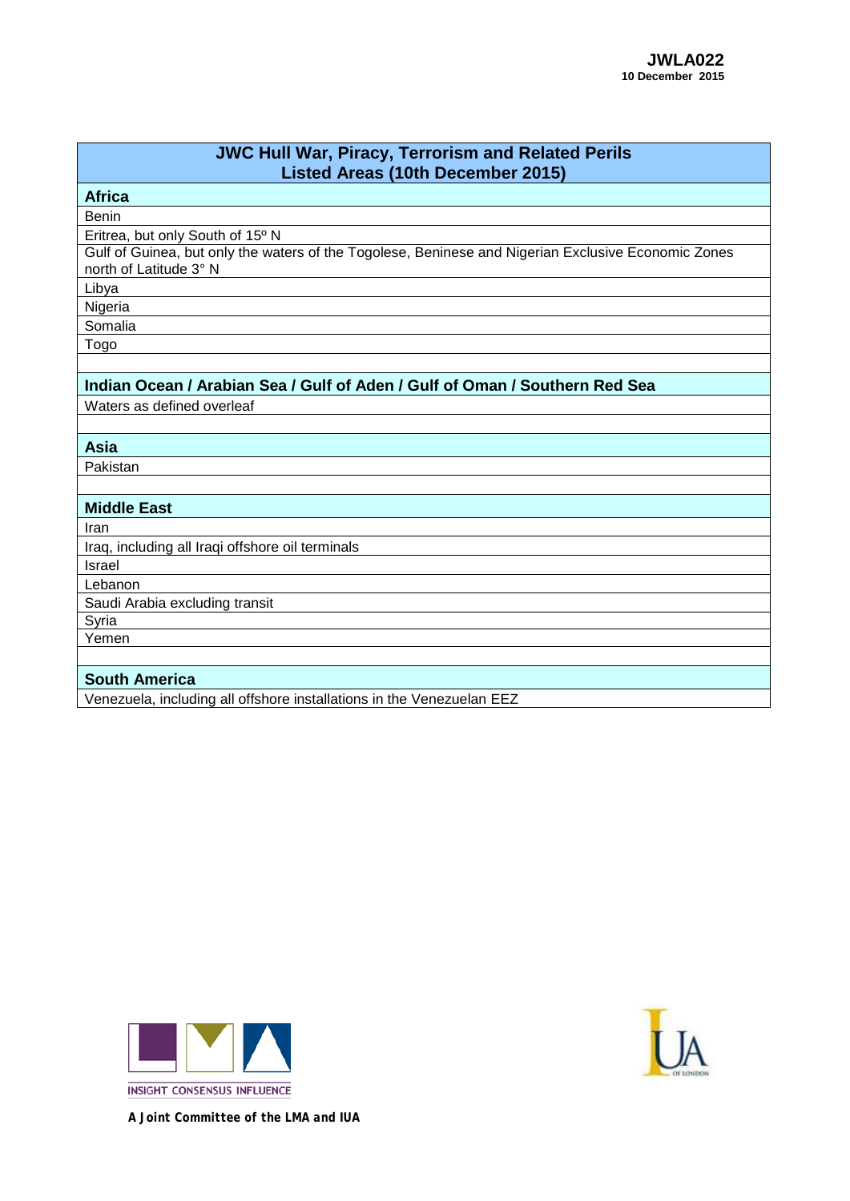**JWLA022**
**10 December 2015**

| JWC Hull War, Piracy, Terrorism and Related Perils Listed Areas (10th December 2015) |
|---|
| **Africa** |
| Benin |
| Eritrea, but only South of 15º N |
| Gulf of Guinea, but only the waters of the Togolese, Beninese and Nigerian Exclusive Economic Zones north of Latitude 3° N |
| Libya |
| Nigeria |
| Somalia |
| Togo |
| |
| **Indian Ocean / Arabian Sea / Gulf of Aden / Gulf of Oman / Southern Red Sea** |
| Waters as defined overleaf |
| |
| **Asia** |
| Pakistan |
| |
| **Middle East** |
| Iran |
| Iraq, including all Iraqi offshore oil terminals |
| Israel |
| Lebanon |
| Saudi Arabia excluding transit |
| Syria |
| Yemen |
| |
| **South America** |
| Venezuela, including all offshore installations in the Venezuelan EEZ |

INSIGHT CONSENSUS INFLUENCE

***A Joint Committee of the LMA and IUA***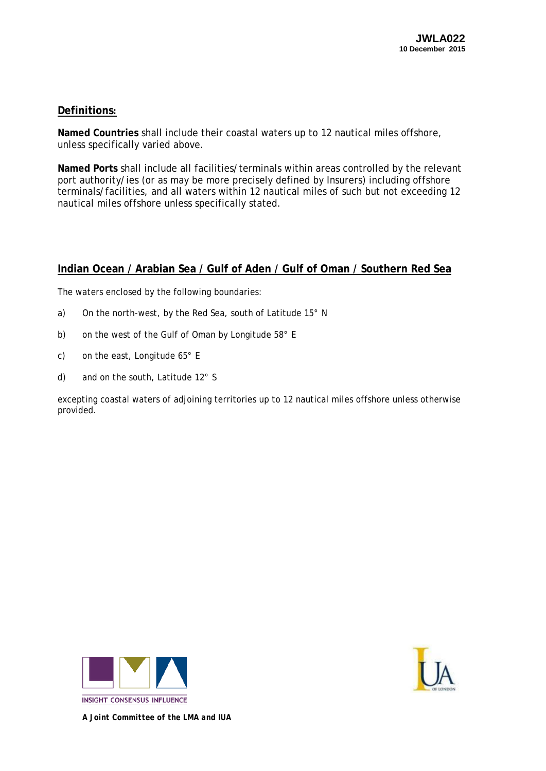## Definitions:

**Named Countries** shall include their coastal waters up to 12 nautical miles offshore, unless specifically varied above.

**Named Ports** shall include all facilities/terminals within areas controlled by the relevant port authority/ies (or as may be more precisely defined by Insurers) including offshore terminals/facilities, and all waters within 12 nautical miles of such but not exceeding 12 nautical miles offshore unless specifically stated.

## Indian Ocean / Arabian Sea / Gulf of Aden / Gulf of Oman / Southern Red Sea

The waters enclosed by the following boundaries:

a) On the north-west, by the Red Sea, south of Latitude 15° N

b) on the west of the Gulf of Oman by Longitude 58° E

c) on the east, Longitude 65° E

d) and on the south, Latitude 12° S

excepting coastal waters of adjoining territories up to 12 nautical miles offshore unless otherwise provided.

INSIGHT CONSENSUS INFLUENCE

*A Joint Committee of the LMA and IUA*